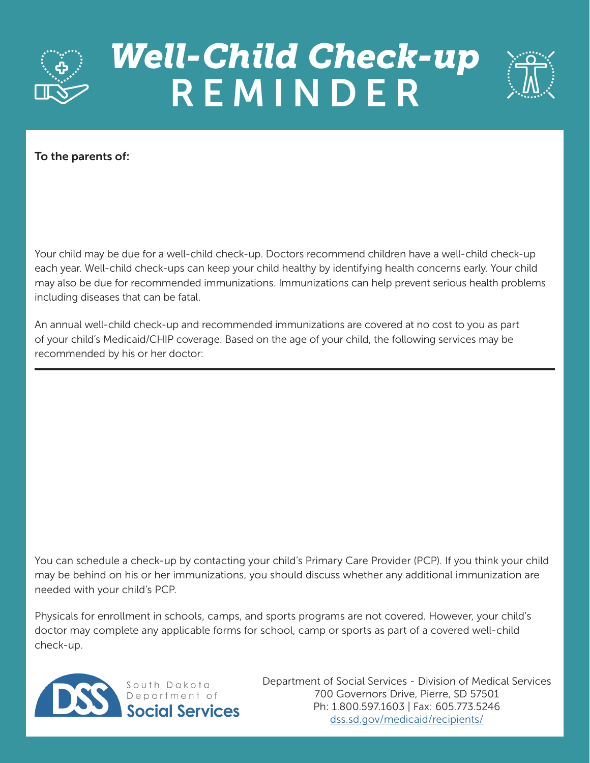# *Well-Child Check-up* REMINDER

**To the parents of:**

Your child may be due for a well-child check-up. Doctors recommend children have a well-child check-up each year. Well-child check-ups can keep your child healthy by identifying health concerns early. Your child may also be due for recommended immunizations. Immunizations can help prevent serious health problems including diseases that can be fatal.

An annual well-child check-up and recommended immunizations are covered at no cost to you as part of your child's Medicaid/CHIP coverage. Based on the age of your child, the following services may be recommended by his or her doctor:

---

You can schedule a check-up by contacting your child's Primary Care Provider (PCP). If you think your child may be behind on his or her immunizations, you should discuss whether any additional immunization are needed with your child's PCP.

Physicals for enrollment in schools, camps, and sports programs are not covered. However, your child's doctor may complete any applicable forms for school, camp or sports as part of a covered well-child check-up.

DSS South Dakota Department of **Social Services**

Department of Social Services - Division of Medical Services
700 Governors Drive, Pierre, SD 57501
Ph: 1.800.597.1603 | Fax: 605.773.5246
dss.sd.gov/medicaid/recipients/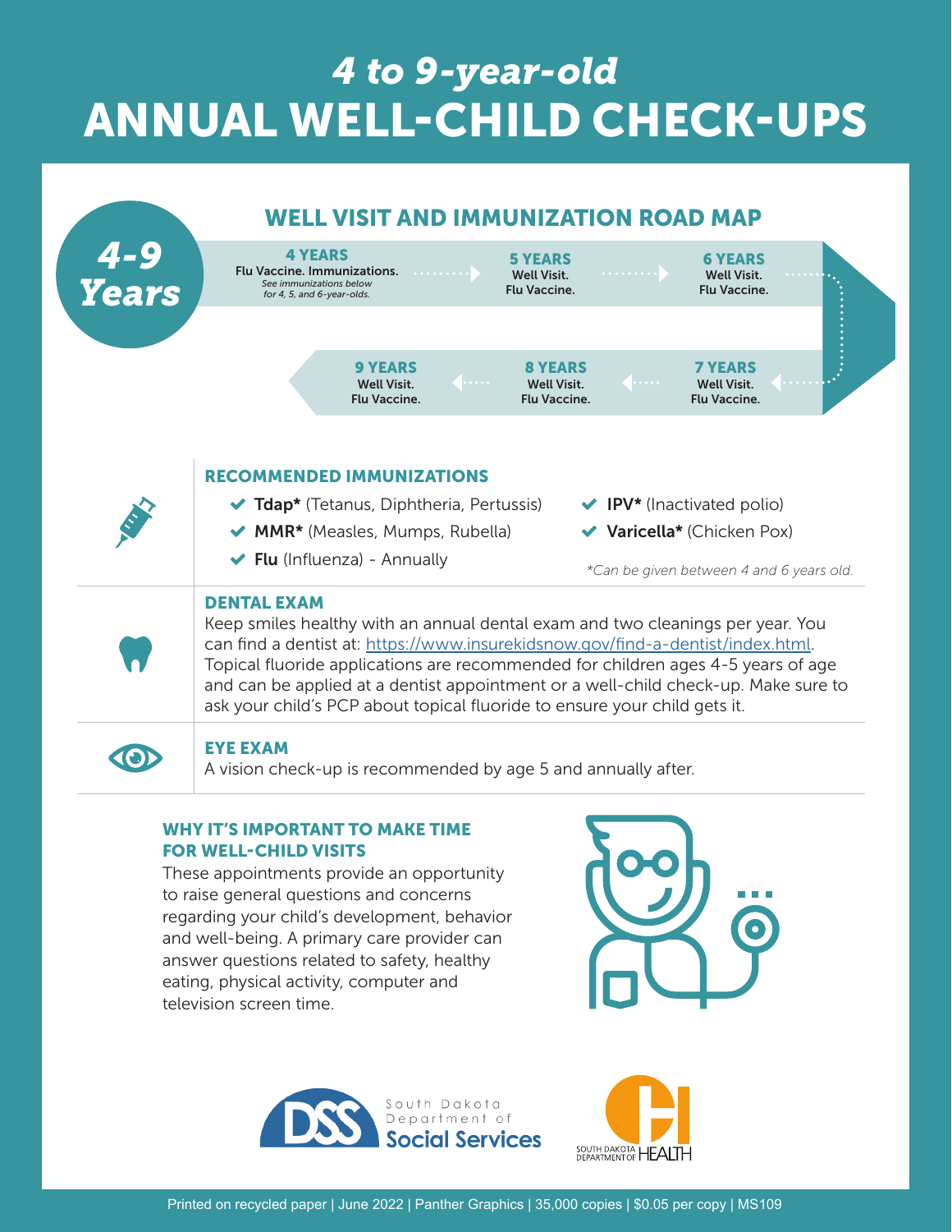# *4 to 9-year-old*
# ANNUAL WELL-CHILD CHECK-UPS

## WELL VISIT AND IMMUNIZATION ROAD MAP

**4-9 Years**

**4 YEARS**
Flu Vaccine. Immunizations.
*See immunizations below for 4, 5, and 6-year-olds.*

**5 YEARS**
Well Visit.
Flu Vaccine.

**6 YEARS**
Well Visit.
Flu Vaccine.

**7 YEARS**
Well Visit.
Flu Vaccine.

**8 YEARS**
Well Visit.
Flu Vaccine.

**9 YEARS**
Well Visit.
Flu Vaccine.

### RECOMMENDED IMMUNIZATIONS

- **Tdap*** (Tetanus, Diphtheria, Pertussis)
- **MMR*** (Measles, Mumps, Rubella)
- **Flu** (Influenza) - Annually
- **IPV*** (Inactivated polio)
- **Varicella*** (Chicken Pox)

*\*Can be given between 4 and 6 years old.*

### DENTAL EXAM

Keep smiles healthy with an annual dental exam and two cleanings per year. You can find a dentist at: https://www.insurekidsnow.gov/find-a-dentist/index.html. Topical fluoride applications are recommended for children ages 4-5 years of age and can be applied at a dentist appointment or a well-child check-up. Make sure to ask your child's PCP about topical fluoride to ensure your child gets it.

### EYE EXAM

A vision check-up is recommended by age 5 and annually after.

### WHY IT'S IMPORTANT TO MAKE TIME FOR WELL-CHILD VISITS

These appointments provide an opportunity to raise general questions and concerns regarding your child's development, behavior and well-being. A primary care provider can answer questions related to safety, healthy eating, physical activity, computer and television screen time.

DSS South Dakota Department of Social Services

South Dakota Department of Health

Printed on recycled paper | June 2022 | Panther Graphics | 35,000 copies | $0.05 per copy | MS109